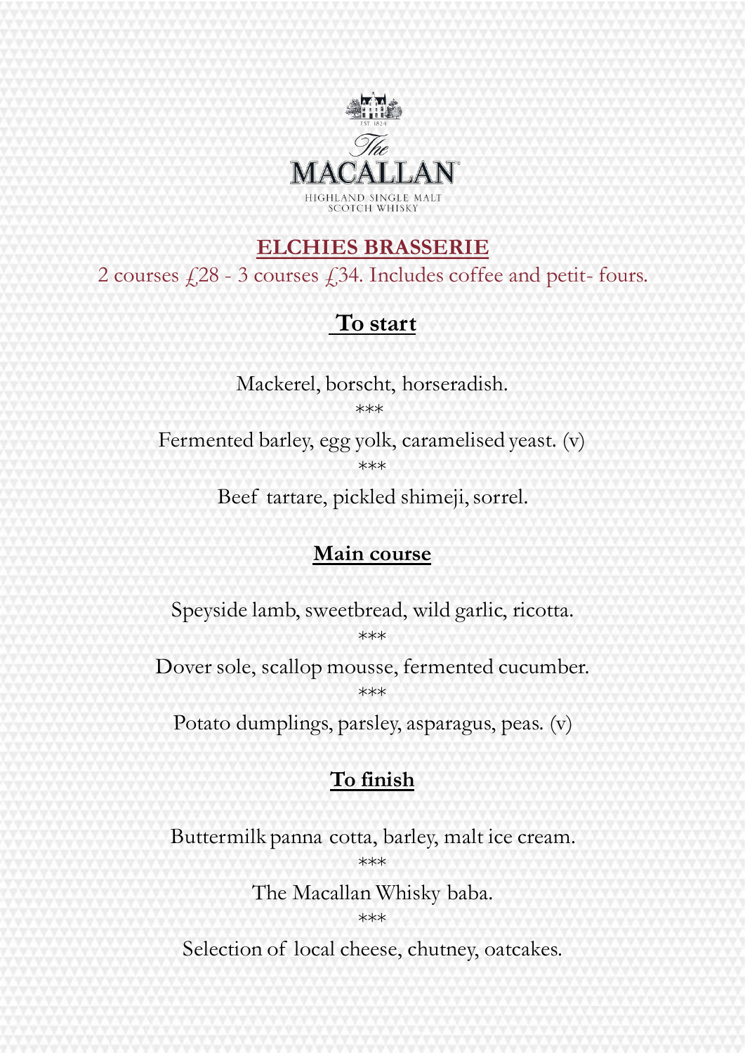The MACALLAN

HIGHLAND SINGLE MALT SCOTCH WHISKY

EST 1824

# ELCHIES BRASSERIE

2 courses £28 - 3 courses £34. Includes coffee and petit- fours.

## To start

Mackerel, borscht, horseradish.

***

Fermented barley, egg yolk, caramelised yeast. (v)

***

Beef tartare, pickled shimeji, sorrel.

## Main course

Speyside lamb, sweetbread, wild garlic, ricotta.

***

Dover sole, scallop mousse, fermented cucumber.

***

Potato dumplings, parsley, asparagus, peas. (v)

## To finish

Buttermilk panna cotta, barley, malt ice cream.

***

The Macallan Whisky baba.

***

Selection of local cheese, chutney, oatcakes.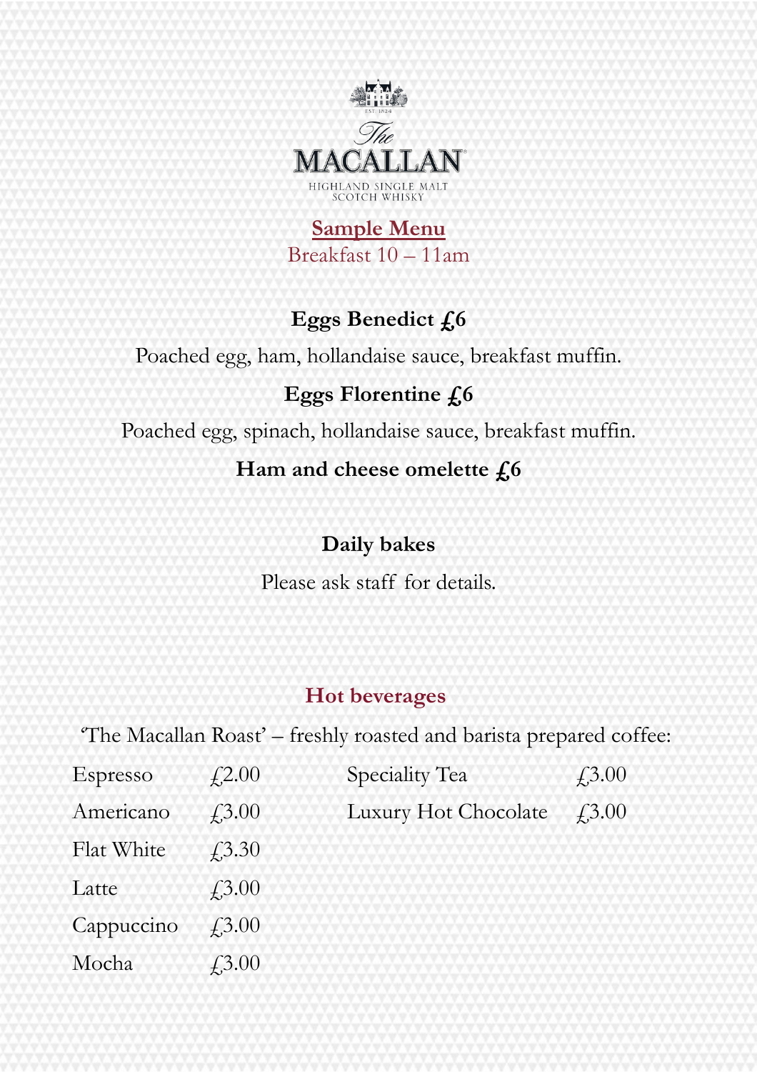The MACALLAN
HIGHLAND SINGLE MALT
SCOTCH WHISKY

# Sample Menu

Breakfast 10 – 11am

**Eggs Benedict £6**

Poached egg, ham, hollandaise sauce, breakfast muffin.

**Eggs Florentine £6**

Poached egg, spinach, hollandaise sauce, breakfast muffin.

**Ham and cheese omelette £6**

**Daily bakes**

Please ask staff for details.

## Hot beverages

'The Macallan Roast' – freshly roasted and barista prepared coffee:

| | | | |
|---|---|---|---|
| Espresso | £2.00 | Speciality Tea | £3.00 |
| Americano | £3.00 | Luxury Hot Chocolate | £3.00 |
| Flat White | £3.30 | | |
| Latte | £3.00 | | |
| Cappuccino | £3.00 | | |
| Mocha | £3.00 | | |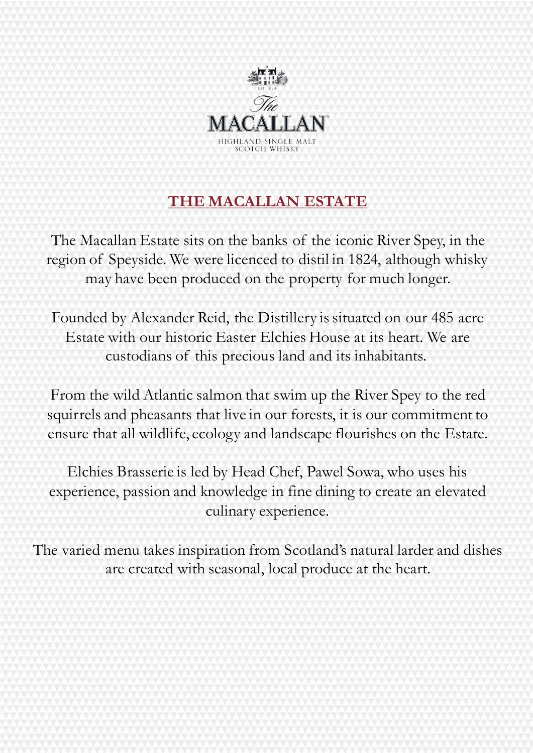EST 1824

The

MACALLAN

HIGHLAND SINGLE MALT
SCOTCH WHISKY

# THE MACALLAN ESTATE

The Macallan Estate sits on the banks of the iconic River Spey, in the region of Speyside. We were licenced to distil in 1824, although whisky may have been produced on the property for much longer.

Founded by Alexander Reid, the Distillery is situated on our 485 acre Estate with our historic Easter Elchies House at its heart. We are custodians of this precious land and its inhabitants.

From the wild Atlantic salmon that swim up the River Spey to the red squirrels and pheasants that live in our forests, it is our commitment to ensure that all wildlife, ecology and landscape flourishes on the Estate.

Elchies Brasserie is led by Head Chef, Pawel Sowa, who uses his experience, passion and knowledge in fine dining to create an elevated culinary experience.

The varied menu takes inspiration from Scotland's natural larder and dishes are created with seasonal, local produce at the heart.